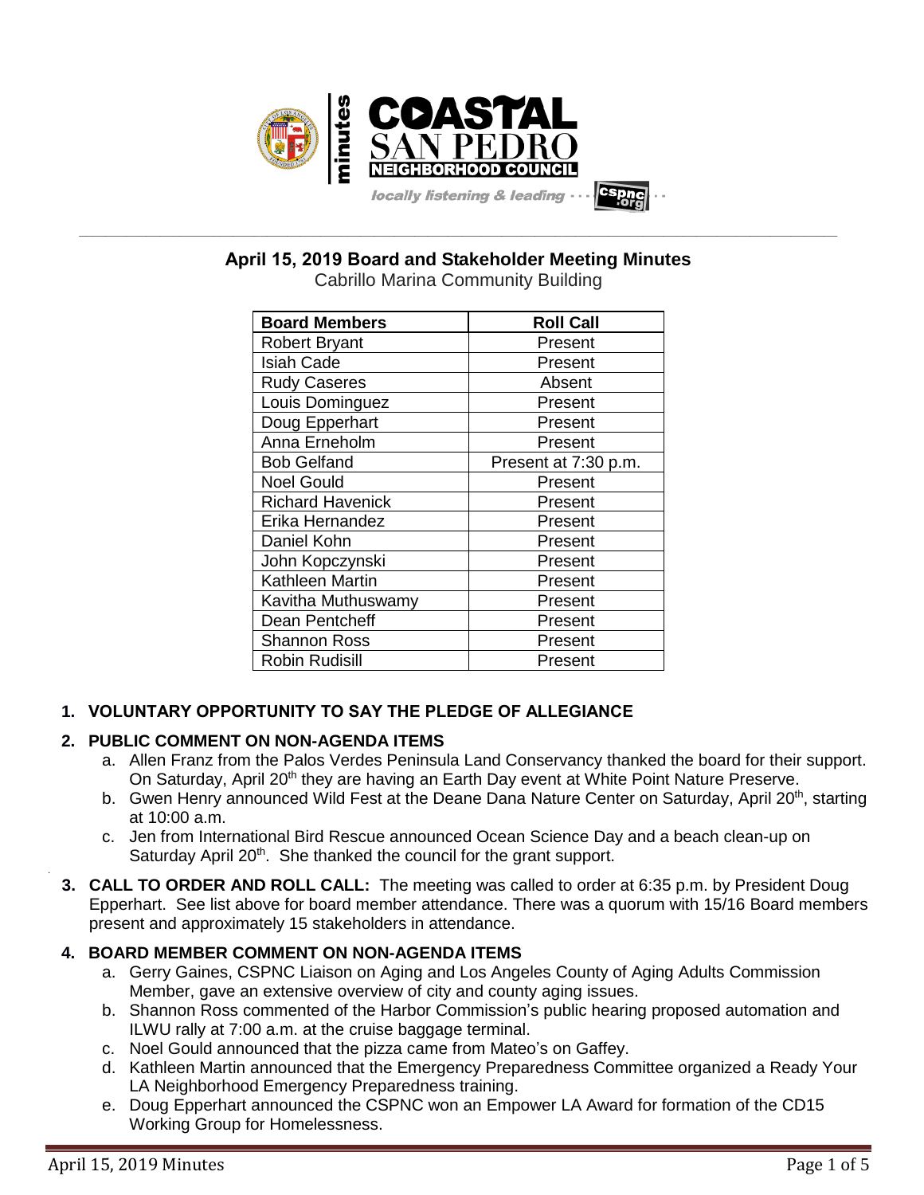## April 15, 2019 Board and Stakeholder Meeting Minutes

Cabrillo Marina Community Building

| Board Members | Roll Call |
|---|---|
| Robert Bryant | Present |
| Isiah Cade | Present |
| Rudy Caseres | Absent |
| Louis Dominguez | Present |
| Doug Epperhart | Present |
| Anna Erneholm | Present |
| Bob Gelfand | Present at 7:30 p.m. |
| Noel Gould | Present |
| Richard Havenick | Present |
| Erika Hernandez | Present |
| Daniel Kohn | Present |
| John Kopczynski | Present |
| Kathleen Martin | Present |
| Kavitha Muthuswamy | Present |
| Dean Pentcheff | Present |
| Shannon Ross | Present |
| Robin Rudisill | Present |

### 1. VOLUNTARY OPPORTUNITY TO SAY THE PLEDGE OF ALLEGIANCE

### 2. PUBLIC COMMENT ON NON-AGENDA ITEMS

a. Allen Franz from the Palos Verdes Peninsula Land Conservancy thanked the board for their support. On Saturday, April 20th they are having an Earth Day event at White Point Nature Preserve.

b. Gwen Henry announced Wild Fest at the Deane Dana Nature Center on Saturday, April 20th, starting at 10:00 a.m.

c. Jen from International Bird Rescue announced Ocean Science Day and a beach clean-up on Saturday April 20th. She thanked the council for the grant support.

### 3. CALL TO ORDER AND ROLL CALL:

The meeting was called to order at 6:35 p.m. by President Doug Epperhart. See list above for board member attendance. There was a quorum with 15/16 Board members present and approximately 15 stakeholders in attendance.

### 4. BOARD MEMBER COMMENT ON NON-AGENDA ITEMS

a. Gerry Gaines, CSPNC Liaison on Aging and Los Angeles County of Aging Adults Commission Member, gave an extensive overview of city and county aging issues.

b. Shannon Ross commented of the Harbor Commission's public hearing proposed automation and ILWU rally at 7:00 a.m. at the cruise baggage terminal.

c. Noel Gould announced that the pizza came from Mateo's on Gaffey.

d. Kathleen Martin announced that the Emergency Preparedness Committee organized a Ready Your LA Neighborhood Emergency Preparedness training.

e. Doug Epperhart announced the CSPNC won an Empower LA Award for formation of the CD15 Working Group for Homelessness.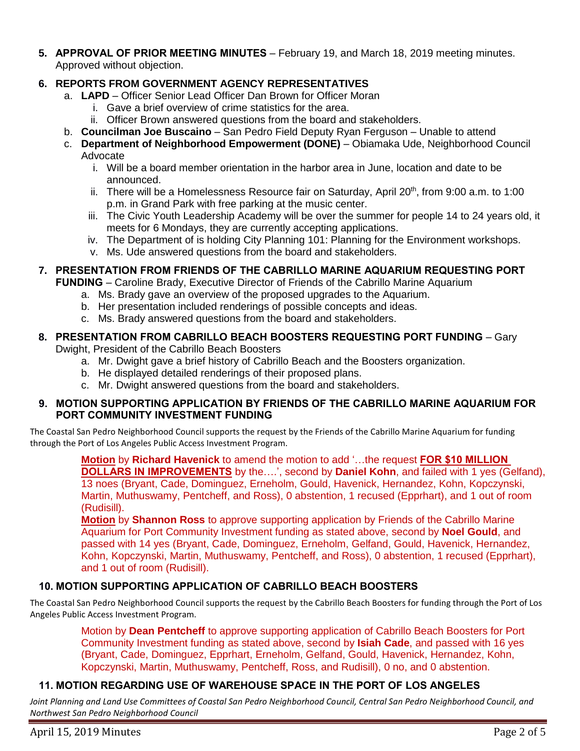5. **APPROVAL OF PRIOR MEETING MINUTES** – February 19, and March 18, 2019 meeting minutes. Approved without objection.

6. **REPORTS FROM GOVERNMENT AGENCY REPRESENTATIVES**
   a. **LAPD** – Officer Senior Lead Officer Dan Brown for Officer Moran
      i. Gave a brief overview of crime statistics for the area.
      ii. Officer Brown answered questions from the board and stakeholders.
   b. **Councilman Joe Buscaino** – San Pedro Field Deputy Ryan Ferguson – Unable to attend
   c. **Department of Neighborhood Empowerment (DONE)** – Obiamaka Ude, Neighborhood Council Advocate
      i. Will be a board member orientation in the harbor area in June, location and date to be announced.
      ii. There will be a Homelessness Resource fair on Saturday, April 20th, from 9:00 a.m. to 1:00 p.m. in Grand Park with free parking at the music center.
      iii. The Civic Youth Leadership Academy will be over the summer for people 14 to 24 years old, it meets for 6 Mondays, they are currently accepting applications.
      iv. The Department of is holding City Planning 101: Planning for the Environment workshops.
      v. Ms. Ude answered questions from the board and stakeholders.

7. **PRESENTATION FROM FRIENDS OF THE CABRILLO MARINE AQUARIUM REQUESTING PORT FUNDING** – Caroline Brady, Executive Director of Friends of the Cabrillo Marine Aquarium
   a. Ms. Brady gave an overview of the proposed upgrades to the Aquarium.
   b. Her presentation included renderings of possible concepts and ideas.
   c. Ms. Brady answered questions from the board and stakeholders.

8. **PRESENTATION FROM CABRILLO BEACH BOOSTERS REQUESTING PORT FUNDING** – Gary Dwight, President of the Cabrillo Beach Boosters
   a. Mr. Dwight gave a brief history of Cabrillo Beach and the Boosters organization.
   b. He displayed detailed renderings of their proposed plans.
   c. Mr. Dwight answered questions from the board and stakeholders.

9. **MOTION SUPPORTING APPLICATION BY FRIENDS OF THE CABRILLO MARINE AQUARIUM FOR PORT COMMUNITY INVESTMENT FUNDING**

The Coastal San Pedro Neighborhood Council supports the request by the Friends of the Cabrillo Marine Aquarium for funding through the Port of Los Angeles Public Access Investment Program.

> **Motion** by **Richard Havenick** to amend the motion to add '…the request **FOR $10 MILLION DOLLARS IN IMPROVEMENTS** by the….', second by **Daniel Kohn**, and failed with 1 yes (Gelfand), 13 noes (Bryant, Cade, Dominguez, Erneholm, Gould, Havenick, Hernandez, Kohn, Kopczynski, Martin, Muthuswamy, Pentcheff, and Ross), 0 abstention, 1 recused (Epprhart), and 1 out of room (Rudisill).
>
> **Motion** by **Shannon Ross** to approve supporting application by Friends of the Cabrillo Marine Aquarium for Port Community Investment funding as stated above, second by **Noel Gould**, and passed with 14 yes (Bryant, Cade, Dominguez, Erneholm, Gelfand, Gould, Havenick, Hernandez, Kohn, Kopczynski, Martin, Muthuswamy, Pentcheff, and Ross), 0 abstention, 1 recused (Epprhart), and 1 out of room (Rudisill).

10. **MOTION SUPPORTING APPLICATION OF CABRILLO BEACH BOOSTERS**

The Coastal San Pedro Neighborhood Council supports the request by the Cabrillo Beach Boosters for funding through the Port of Los Angeles Public Access Investment Program.

> Motion by **Dean Pentcheff** to approve supporting application of Cabrillo Beach Boosters for Port Community Investment funding as stated above, second by **Isiah Cade**, and passed with 16 yes (Bryant, Cade, Dominguez, Epprhart, Erneholm, Gelfand, Gould, Havenick, Hernandez, Kohn, Kopczynski, Martin, Muthuswamy, Pentcheff, Ross, and Rudisill), 0 no, and 0 abstention.

11. **MOTION REGARDING USE OF WAREHOUSE SPACE IN THE PORT OF LOS ANGELES**

*Joint Planning and Land Use Committees of Coastal San Pedro Neighborhood Council, Central San Pedro Neighborhood Council, and Northwest San Pedro Neighborhood Council*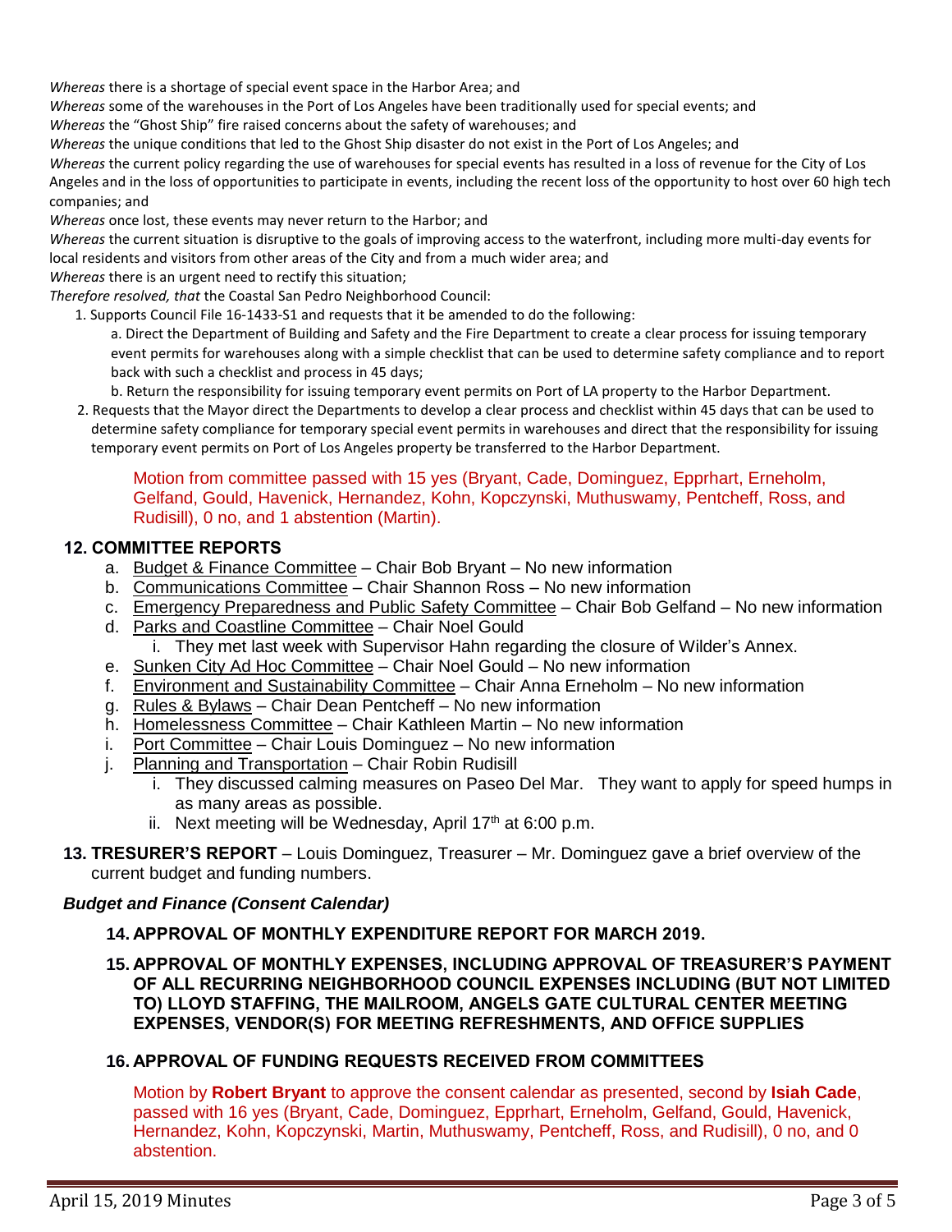*Whereas* there is a shortage of special event space in the Harbor Area; and
*Whereas* some of the warehouses in the Port of Los Angeles have been traditionally used for special events; and
*Whereas* the "Ghost Ship" fire raised concerns about the safety of warehouses; and
*Whereas* the unique conditions that led to the Ghost Ship disaster do not exist in the Port of Los Angeles; and
*Whereas* the current policy regarding the use of warehouses for special events has resulted in a loss of revenue for the City of Los Angeles and in the loss of opportunities to participate in events, including the recent loss of the opportunity to host over 60 high tech companies; and
*Whereas* once lost, these events may never return to the Harbor; and
*Whereas* the current situation is disruptive to the goals of improving access to the waterfront, including more multi-day events for local residents and visitors from other areas of the City and from a much wider area; and
*Whereas* there is an urgent need to rectify this situation;
*Therefore resolved, that* the Coastal San Pedro Neighborhood Council:

1. Supports Council File 16-1433-S1 and requests that it be amended to do the following:
   a. Direct the Department of Building and Safety and the Fire Department to create a clear process for issuing temporary event permits for warehouses along with a simple checklist that can be used to determine safety compliance and to report back with such a checklist and process in 45 days;
   b. Return the responsibility for issuing temporary event permits on Port of LA property to the Harbor Department.
2. Requests that the Mayor direct the Departments to develop a clear process and checklist within 45 days that can be used to determine safety compliance for temporary special event permits in warehouses and direct that the responsibility for issuing temporary event permits on Port of Los Angeles property be transferred to the Harbor Department.

Motion from committee passed with 15 yes (Bryant, Cade, Dominguez, Epprhart, Erneholm, Gelfand, Gould, Havenick, Hernandez, Kohn, Kopczynski, Muthuswamy, Pentcheff, Ross, and Rudisill), 0 no, and 1 abstention (Martin).

## 12. COMMITTEE REPORTS

a. Budget & Finance Committee – Chair Bob Bryant – No new information
b. Communications Committee – Chair Shannon Ross – No new information
c. Emergency Preparedness and Public Safety Committee – Chair Bob Gelfand – No new information
d. Parks and Coastline Committee – Chair Noel Gould
   i. They met last week with Supervisor Hahn regarding the closure of Wilder's Annex.
e. Sunken City Ad Hoc Committee – Chair Noel Gould – No new information
f. Environment and Sustainability Committee – Chair Anna Erneholm – No new information
g. Rules & Bylaws – Chair Dean Pentcheff – No new information
h. Homelessness Committee – Chair Kathleen Martin – No new information
i. Port Committee – Chair Louis Dominguez – No new information
j. Planning and Transportation – Chair Robin Rudisill
   i. They discussed calming measures on Paseo Del Mar. They want to apply for speed humps in as many areas as possible.
   ii. Next meeting will be Wednesday, April 17th at 6:00 p.m.

**13. TRESURER'S REPORT** – Louis Dominguez, Treasurer – Mr. Dominguez gave a brief overview of the current budget and funding numbers.

### *Budget and Finance (Consent Calendar)*

**14. APPROVAL OF MONTHLY EXPENDITURE REPORT FOR MARCH 2019.**

**15. APPROVAL OF MONTHLY EXPENSES, INCLUDING APPROVAL OF TREASURER'S PAYMENT OF ALL RECURRING NEIGHBORHOOD COUNCIL EXPENSES INCLUDING (BUT NOT LIMITED TO) LLOYD STAFFING, THE MAILROOM, ANGELS GATE CULTURAL CENTER MEETING EXPENSES, VENDOR(S) FOR MEETING REFRESHMENTS, AND OFFICE SUPPLIES**

**16. APPROVAL OF FUNDING REQUESTS RECEIVED FROM COMMITTEES**

Motion by **Robert Bryant** to approve the consent calendar as presented, second by **Isiah Cade**, passed with 16 yes (Bryant, Cade, Dominguez, Epprhart, Erneholm, Gelfand, Gould, Havenick, Hernandez, Kohn, Kopczynski, Martin, Muthuswamy, Pentcheff, Ross, and Rudisill), 0 no, and 0 abstention.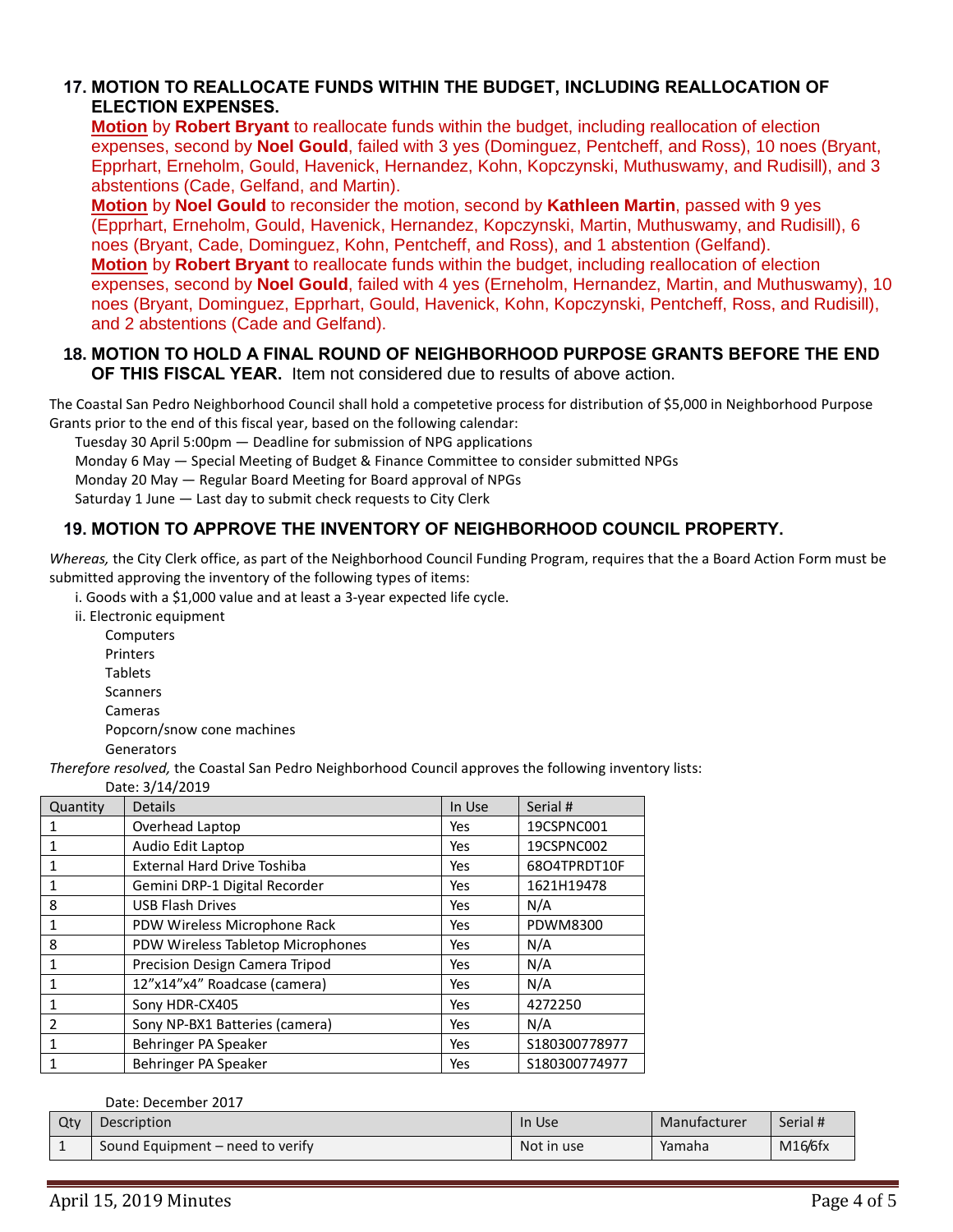## 17. MOTION TO REALLOCATE FUNDS WITHIN THE BUDGET, INCLUDING REALLOCATION OF ELECTION EXPENSES.

**Motion** by **Robert Bryant** to reallocate funds within the budget, including reallocation of election expenses, second by **Noel Gould**, failed with 3 yes (Dominguez, Pentcheff, and Ross), 10 noes (Bryant, Epprhart, Erneholm, Gould, Havenick, Hernandez, Kohn, Kopczynski, Muthuswamy, and Rudisill), and 3 abstentions (Cade, Gelfand, and Martin).

**Motion** by **Noel Gould** to reconsider the motion, second by **Kathleen Martin**, passed with 9 yes (Epprhart, Erneholm, Gould, Havenick, Hernandez, Kopczynski, Martin, Muthuswamy, and Rudisill), 6 noes (Bryant, Cade, Dominguez, Kohn, Pentcheff, and Ross), and 1 abstention (Gelfand).

**Motion** by **Robert Bryant** to reallocate funds within the budget, including reallocation of election expenses, second by **Noel Gould**, failed with 4 yes (Erneholm, Hernandez, Martin, and Muthuswamy), 10 noes (Bryant, Dominguez, Epprhart, Gould, Havenick, Kohn, Kopczynski, Pentcheff, Ross, and Rudisill), and 2 abstentions (Cade and Gelfand).

## 18. MOTION TO HOLD A FINAL ROUND OF NEIGHBORHOOD PURPOSE GRANTS BEFORE THE END OF THIS FISCAL YEAR.

Item not considered due to results of above action.

The Coastal San Pedro Neighborhood Council shall hold a competetive process for distribution of $5,000 in Neighborhood Purpose Grants prior to the end of this fiscal year, based on the following calendar:

- Tuesday 30 April 5:00pm — Deadline for submission of NPG applications
- Monday 6 May — Special Meeting of Budget & Finance Committee to consider submitted NPGs
- Monday 20 May — Regular Board Meeting for Board approval of NPGs
- Saturday 1 June — Last day to submit check requests to City Clerk

## 19. MOTION TO APPROVE THE INVENTORY OF NEIGHBORHOOD COUNCIL PROPERTY.

*Whereas,* the City Clerk office, as part of the Neighborhood Council Funding Program, requires that the a Board Action Form must be submitted approving the inventory of the following types of items:

i. Goods with a $1,000 value and at least a 3-year expected life cycle.

ii. Electronic equipment
- Computers
- Printers
- Tablets
- Scanners
- Cameras
- Popcorn/snow cone machines
- Generators

*Therefore resolved,* the Coastal San Pedro Neighborhood Council approves the following inventory lists:

Date: 3/14/2019

| Quantity | Details | In Use | Serial # |
|---|---|---|---|
| 1 | Overhead Laptop | Yes | 19CSPNC001 |
| 1 | Audio Edit Laptop | Yes | 19CSPNC002 |
| 1 | External Hard Drive Toshiba | Yes | 68O4TPRDT10F |
| 1 | Gemini DRP-1 Digital Recorder | Yes | 1621H19478 |
| 8 | USB Flash Drives | Yes | N/A |
| 1 | PDW Wireless Microphone Rack | Yes | PDWM8300 |
| 8 | PDW Wireless Tabletop Microphones | Yes | N/A |
| 1 | Precision Design Camera Tripod | Yes | N/A |
| 1 | 12”x14”x4” Roadcase (camera) | Yes | N/A |
| 1 | Sony HDR-CX405 | Yes | 4272250 |
| 2 | Sony NP-BX1 Batteries (camera) | Yes | N/A |
| 1 | Behringer PA Speaker | Yes | S180300778977 |
| 1 | Behringer PA Speaker | Yes | S180300774977 |

Date: December 2017

| Qty | Description | In Use | Manufacturer | Serial # |
|---|---|---|---|---|
| 1 | Sound Equipment – need to verify | Not in use | Yamaha | M16/6fx |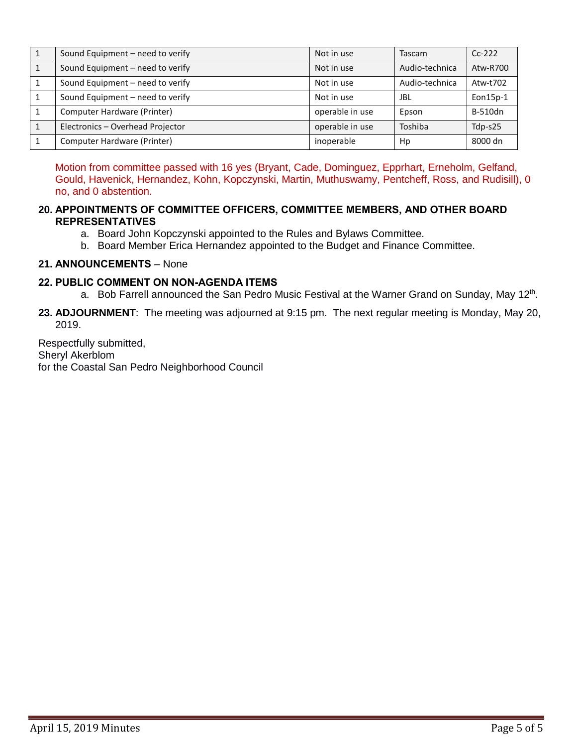| | | | | |
|---|---|---|---|---|
| 1 | Sound Equipment – need to verify | Not in use | Tascam | Cc-222 |
| 1 | Sound Equipment – need to verify | Not in use | Audio-technica | Atw-R700 |
| 1 | Sound Equipment – need to verify | Not in use | Audio-technica | Atw-t702 |
| 1 | Sound Equipment – need to verify | Not in use | JBL | Eon15p-1 |
| 1 | Computer Hardware (Printer) | operable in use | Epson | B-510dn |
| 1 | Electronics – Overhead Projector | operable in use | Toshiba | Tdp-s25 |
| 1 | Computer Hardware (Printer) | inoperable | Hp | 8000 dn |

Motion from committee passed with 16 yes (Bryant, Cade, Dominguez, Epprhart, Erneholm, Gelfand, Gould, Havenick, Hernandez, Kohn, Kopczynski, Martin, Muthuswamy, Pentcheff, Ross, and Rudisill), 0 no, and 0 abstention.

**20. APPOINTMENTS OF COMMITTEE OFFICERS, COMMITTEE MEMBERS, AND OTHER BOARD REPRESENTATIVES**

a. Board John Kopczynski appointed to the Rules and Bylaws Committee.
b. Board Member Erica Hernandez appointed to the Budget and Finance Committee.

**21. ANNOUNCEMENTS** – None

**22. PUBLIC COMMENT ON NON-AGENDA ITEMS**

a. Bob Farrell announced the San Pedro Music Festival at the Warner Grand on Sunday, May 12th.

**23. ADJOURNMENT**: The meeting was adjourned at 9:15 pm. The next regular meeting is Monday, May 20, 2019.

Respectfully submitted,
Sheryl Akerblom
for the Coastal San Pedro Neighborhood Council